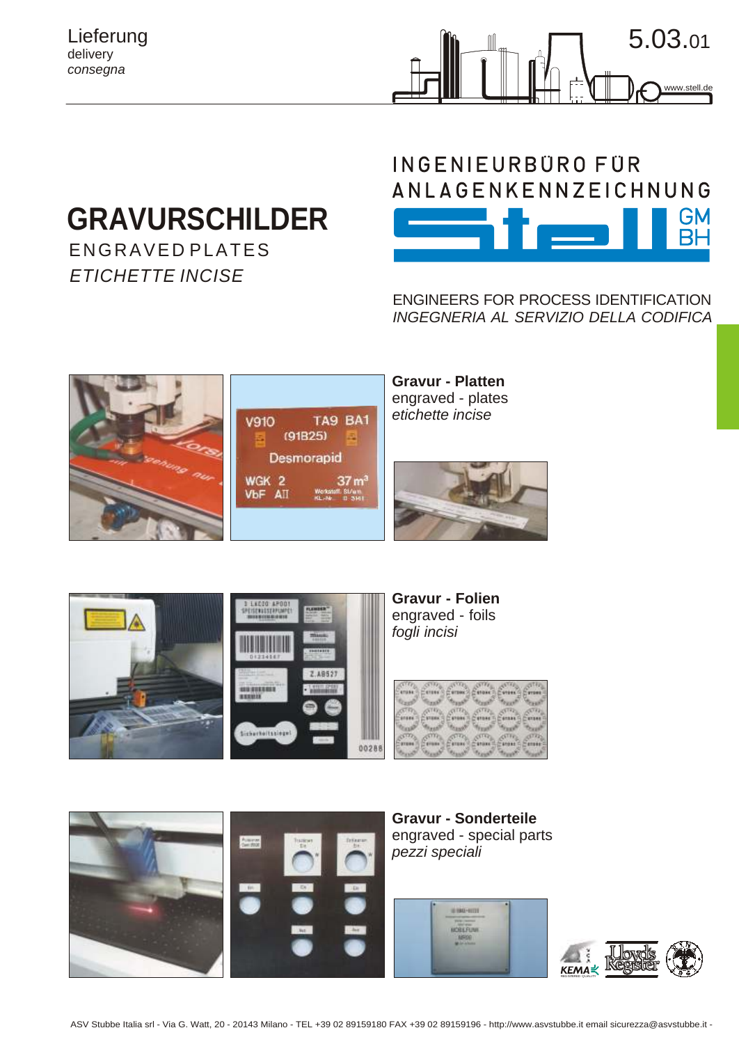Lieferung
delivery
*consegna*

5.03.01

www.stell.de

# GRAVURSCHILDER

ENGRAVED PLATES

*ETICHETTE INCISE*

INGENIEURBÜRO FÜR ANLAGENKENNZEICHNUNG

Stell GMBH

ENGINEERS FOR PROCESS IDENTIFICATION

*INGEGNERIA AL SERVIZIO DELLA CODIFICA*

**Gravur - Platten**
engraved - plates
*etichette incise*

**Gravur - Folien**
engraved - foils
*fogli incisi*

**Gravur - Sonderteile**
engraved - special parts
*pezzi speciali*

ASV Stubbe Italia srl - Via G. Watt, 20 - 20143 Milano - TEL +39 02 89159180 FAX +39 02 89159196 - http://www.asvstubbe.it email sicurezza@asvstubbe.it -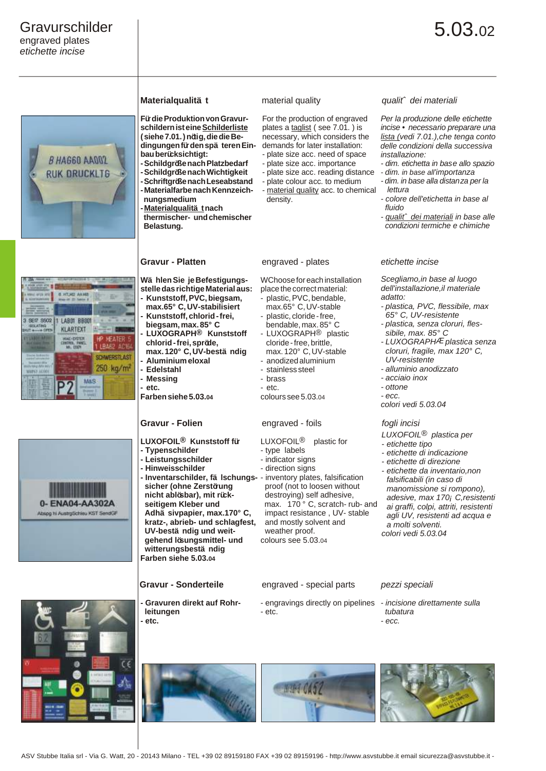# Gravurschilder
engraved plates
*etichette incise*

5.03.02

## Materialqualitä t

**Für die Produktion von Gravurschildern ist eine Schilderliste (siehe 7.01.) nötig, die die Bedingungen für den spä teren Einbau berücksichtigt:**
**- Schildgröße nach Platzbedarf**
**- Schildgröße nach Wichtigkeit**
**- Schriftgröße nach Leseabstand**
**- Materialfarbe nach Kennzeichnungsmedium**
**- Materialqualitä t nach thermischer- und chemischer Belastung.**

material quality

For the production of engraved plates a taglist ( see 7.01. ) is necessary, which considers the demands for later installation:
- plate size acc. need of space
- plate size acc. importance
- plate size acc. reading distance
- plate colour acc. to medium
- material quality acc. to chemical density.

*qualitˆ dei materiali*

*Per la produzione delle etichette incise • necessario preparare una lista (vedi 7.01.),che tenga conto delle condizioni della successiva installazione:*
- *dim. etichetta in base allo spazio*
- *dim. in base all'importanza*
- *dim. in base alla distanza per la lettura*
- *colore dell'etichetta in base al fluido*
- *qualitˆ dei materiali in base alle condizioni termiche e chimiche*

## Gravur - Platten

**Wä hlen Sie je Befestigungsstelle das richtige Material aus:**
**- Kunststoff, PVC, biegsam, max.65° C, UV-stabilisiert**
**- Kunststoff, chlorid - frei, biegsam, max. 85° C**
**- LUXOGRAPH® Kunststoff chlorid - frei, spröde, max. 120° C, UV-bestä ndig**
**- Aluminium eloxal**
**- Edelstahl**
**- Messing**
**- etc.**
**Farben siehe 5.03.04**

engraved - plates

WChoose for each installation place the correct material:
- plastic, PVC, bendable, max.65° C, UV-stable
- plastic, cloride - free, bendable, max. 85° C
- LUXOGRAPH® plastic cloride - free, brittle, max. 120° C, UV-stable
- anodized aluminium
- stainless steel
- brass
- etc.

colours see 5.03.04

*etichette incise*

*Scegliamo,in base al luogo dell'installazione,il materiale adatto:*
- *plastica, PVC, flessibile, max 65° C, UV-resistente*
- *plastica, senza cloruri, flessibile, max. 85° C*
- *LUXOGRAPHÆ plastica senza cloruri, fragile, max 120° C, UV-resistente*
- *alluminio anodizzato*
- *acciaio inox*
- *ottone*
- *ecc.*

*colori vedi 5.03.04*

## Gravur - Folien

**LUXOFOIL® Kunststoff für**
**- Typenschilder**
**- Leistungsschilder**
**- Hinweisschilder**
**- Inventarschilder, fä lschungssicher (ohne Zerstörung nicht ablösbar), mit rückseitigem Kleber und Adhä sivpapier, max.170° C, kratz-, abrieb- und schlagfest, UV-bestä ndig und weitgehend lösungsmittel- und witterungsbestä ndig**
**Farben siehe 5.03.04**

engraved - foils

LUXOFOIL® plastic for
- type labels
- indicator signs
- direction signs
- inventory plates, falsification proof (not to loosen without destroying) self adhesive, max. 170 ° C, scratch- rub- and impact resistance , UV- stable and mostly solvent and weather proof.

colours see 5.03.04

*fogli incisi*

*LUXOFOIL® plastica per*
- *etichette tipo*
- *etichette di indicazione*
- *etichette di direzione*
- *etichette da inventario,non falsificabili (in caso di manomissione si rompono), adesive, max 170¡ C,resistenti ai graffi, colpi, attriti, resistenti agli UV, resistenti ad acqua e a molti solventi.*

*colori vedi 5.03.04*

## Gravur - Sonderteile

**- Gravuren direkt auf Rohrleitungen**
**- etc.**

engraved - special parts

- engravings directly on pipelines
- etc.

*pezzi speciali*

- *incisione direttamente sulla tubatura*
- *ecc.*

ASV Stubbe Italia srl - Via G. Watt, 20 - 20143 Milano - TEL +39 02 89159180 FAX +39 02 89159196 - http://www.asvstubbe.it email sicurezza@asvstubbe.it -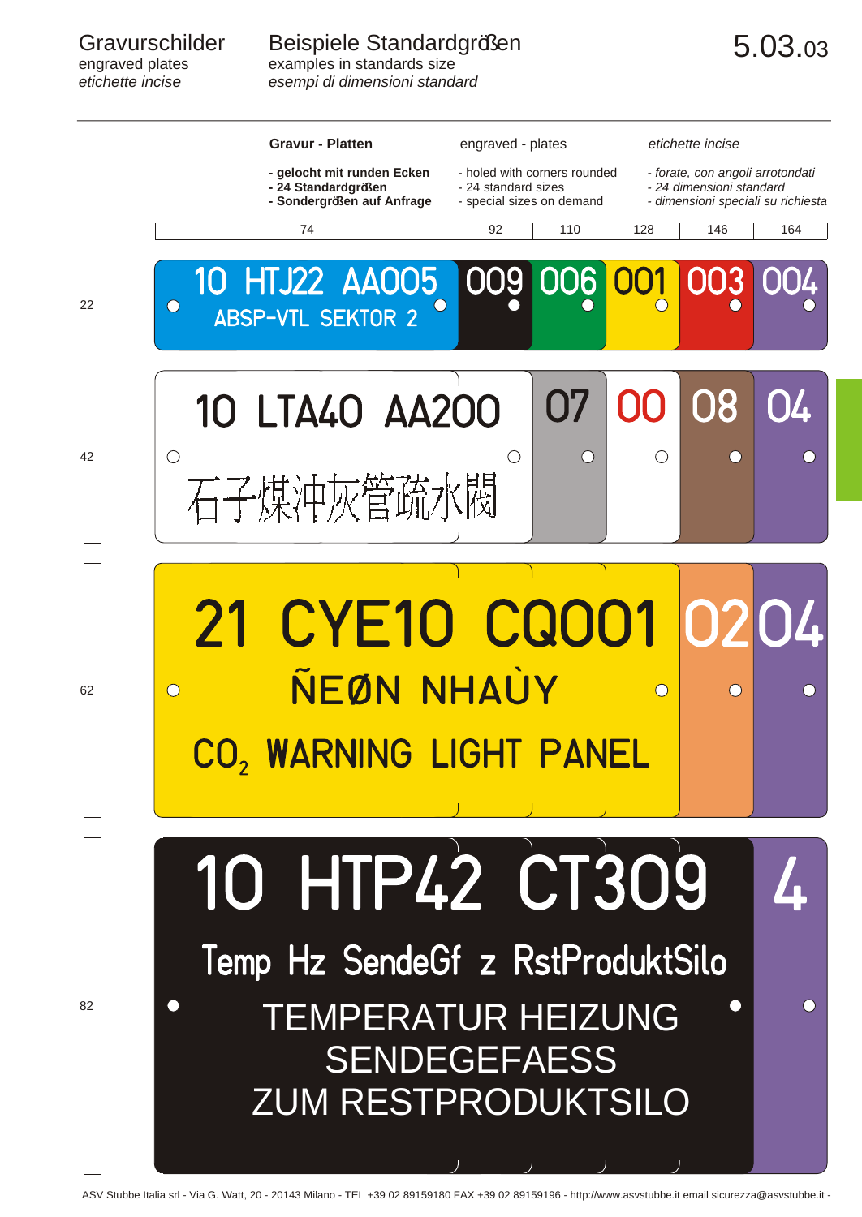# Gravurschilder
engraved plates
*etichette incise*

## Beispiele Standardgrößen
examples in standards size
*esempi di dimensioni standard*

5.03.03

| **Gravur - Platten** | engraved - plates | *etichette incise* |
|---|---|---|
| **- gelocht mit runden Ecken** | - holed with corners rounded | *- forate, con angoli arrotondati* |
| **- 24 Standardgrößen** | - 24 standard sizes | *- 24 dimensioni standard* |
| **- Sondergrößen auf Anfrage** | - special sizes on demand | *- dimensioni speciali su richiesta* |

Widths: 74 | 92 | 110 | 128 | 146 | 164

Heights: 22 | 42 | 62 | 82

**22:**
10 HTJ22 AA005
ABSP-VTL SEKTOR 2
009 | 006 | 001 | 003 | 004

**42:**
10 LTA40 AA200
石子煤沖灰管疏水閥
07 | 00 | 08 | 04

**62:**
21 CYE10 CQ001
ÑEØN NHAÙY
$CO_2$ WARNING LIGHT PANEL
02 | 04

**82:**
10 HTP42 CT309
Temp Hz SendeGf z RstProduktSilo
TEMPERATUR HEIZUNG
SENDEGEFAESS
ZUM RESTPRODUKTSILO
4

ASV Stubbe Italia srl - Via G. Watt, 20 - 20143 Milano - TEL +39 02 89159180 FAX +39 02 89159196 - http://www.asvstubbe.it email sicurezza@asvstubbe.it -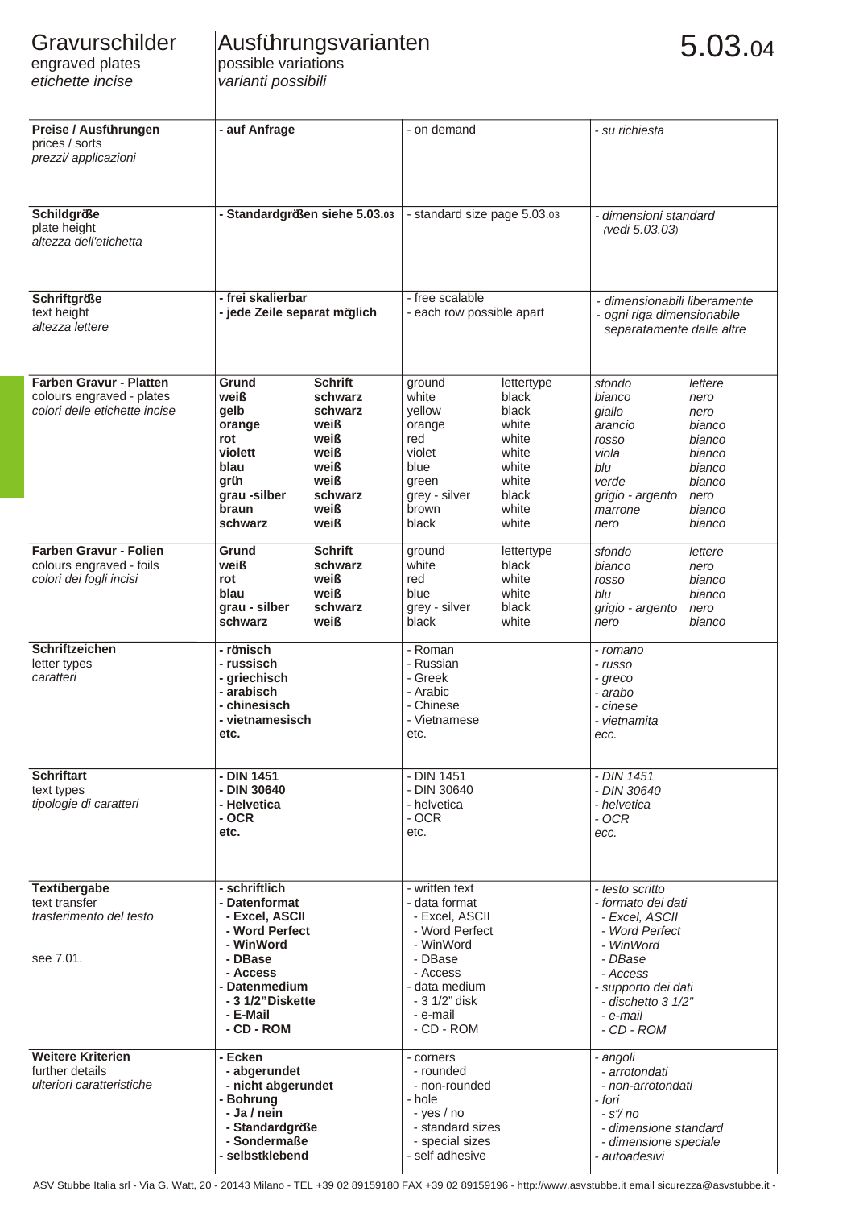# Gravurschilder
engraved plates
*etichette incise*

# Ausführungsvarianten
possible variations
*varianti possibili*

5.03.04

| | | | |
|---|---|---|---|
| **Preise / Ausführungen**<br>prices / sorts<br>*prezzi/ applicazioni* | **- auf Anfrage** | - on demand | *- su richiesta* |
| **Schildgröße**<br>plate height<br>*altezza dell'etichetta* | **- Standardgrößen siehe 5.03.03** | - standard size page 5.03.03 | *- dimensioni standard (vedi 5.03.03)* |
| **Schriftgröße**<br>text height<br>*altezza lettere* | **- frei skalierbar**<br>**- jede Zeile separat möglich** | - free scalable<br>- each row possible apart | *- dimensionabili liberamente*<br>*- ogni riga dimensionabile separatamente dalle altre* |
| **Farben Gravur - Platten**<br>colours engraved - plates<br>*colori delle etichette incise* | **Grund / Schrift**<br>**weiß / schwarz**<br>**gelb / schwarz**<br>**orange / weiß**<br>**rot / weiß**<br>**violett / weiß**<br>**blau / weiß**<br>**grün / weiß**<br>**grau -silber / schwarz**<br>**braun / weiß**<br>**schwarz / weiß** | ground / lettertype<br>white / black<br>yellow / black<br>orange / white<br>red / white<br>violet / white<br>blue / white<br>green / white<br>grey - silver / black<br>brown / white<br>black / white | *sfondo / lettere*<br>*bianco / nero*<br>*giallo / nero*<br>*arancio / bianco*<br>*rosso / bianco*<br>*viola / bianco*<br>*blu / bianco*<br>*verde / bianco*<br>*grigio - argento / nero*<br>*marrone / bianco*<br>*nero / bianco* |
| **Farben Gravur - Folien**<br>colours engraved - foils<br>*colori dei fogli incisi* | **Grund / Schrift**<br>**weiß / schwarz**<br>**rot / weiß**<br>**blau / weiß**<br>**grau - silber / schwarz**<br>**schwarz / weiß** | ground / lettertype<br>white / black<br>red / white<br>blue / white<br>grey - silver / black<br>black / white | *sfondo / lettere*<br>*bianco / nero*<br>*rosso / bianco*<br>*blu / bianco*<br>*grigio - argento / nero*<br>*nero / bianco* |
| **Schriftzeichen**<br>letter types<br>*caratteri* | **- römisch**<br>**- russisch**<br>**- griechisch**<br>**- arabisch**<br>**- chinesisch**<br>**- vietnamesisch**<br>**etc.** | - Roman<br>- Russian<br>- Greek<br>- Arabic<br>- Chinese<br>- Vietnamese<br>etc. | *- romano*<br>*- russo*<br>*- greco*<br>*- arabo*<br>*- cinese*<br>*- vietnamita*<br>*ecc.* |
| **Schriftart**<br>text types<br>*tipologie di caratteri* | **- DIN 1451**<br>**- DIN 30640**<br>**- Helvetica**<br>**- OCR**<br>**etc.** | - DIN 1451<br>- DIN 30640<br>- helvetica<br>- OCR<br>etc. | *- DIN 1451*<br>*- DIN 30640*<br>*- helvetica*<br>*- OCR*<br>*ecc.* |
| **Textübergabe**<br>text transfer<br>*trasferimento del testo*<br><br>see 7.01. | **- schriftlich**<br>**- Datenformat**<br>**- Excel, ASCII**<br>**- Word Perfect**<br>**- WinWord**<br>**- DBase**<br>**- Access**<br>**- Datenmedium**<br>**- 3 1/2"Diskette**<br>**- E-Mail**<br>**- CD - ROM** | - written text<br>- data format<br>- Excel, ASCII<br>- Word Perfect<br>- WinWord<br>- DBase<br>- Access<br>- data medium<br>- 3 1/2" disk<br>- e-mail<br>- CD - ROM | *- testo scritto*<br>*- formato dei dati*<br>*- Excel, ASCII*<br>*- Word Perfect*<br>*- WinWord*<br>*- DBase*<br>*- Access*<br>*- supporto dei dati*<br>*- dischetto 3 1/2"*<br>*- e-mail*<br>*- CD - ROM* |
| **Weitere Kriterien**<br>further details<br>*ulteriori caratteristiche* | **- Ecken**<br>**- abgerundet**<br>**- nicht abgerundet**<br>**- Bohrung**<br>**- Ja / nein**<br>**- Standardgröße**<br>**- Sondermaße**<br>**- selbstklebend** | - corners<br>- rounded<br>- non-rounded<br>- hole<br>- yes / no<br>- standard sizes<br>- special sizes<br>- self adhesive | *- angoli*<br>*- arrotondati*<br>*- non-arrotondati*<br>*- fori*<br>*- s"/ no*<br>*- dimensione standard*<br>*- dimensione speciale*<br>*- autoadesivi* |

ASV Stubbe Italia srl - Via G. Watt, 20 - 20143 Milano - TEL +39 02 89159180 FAX +39 02 89159196 - http://www.asvstubbe.it email sicurezza@asvstubbe.it -